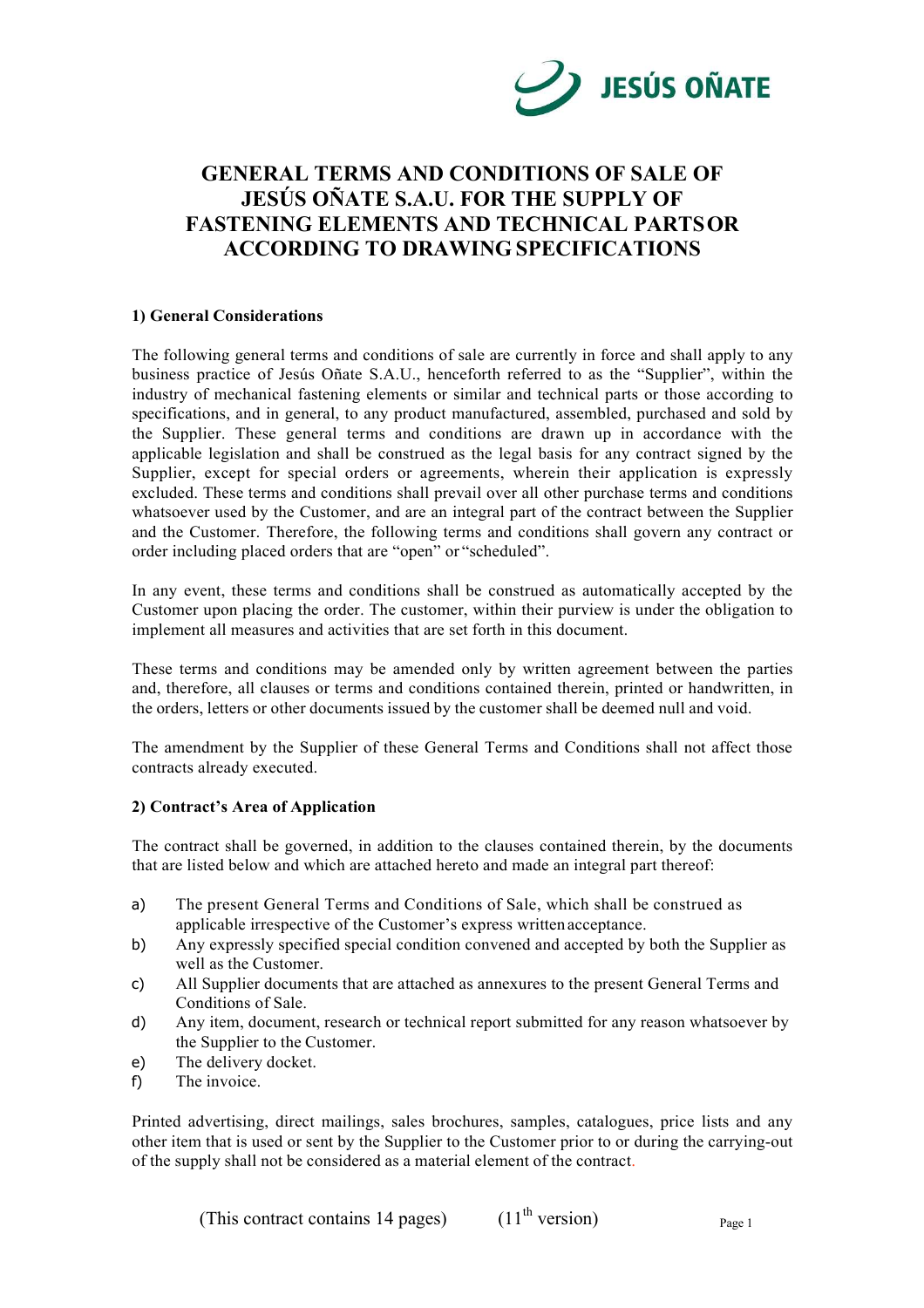JESÚS OÑATE

# GENERAL TERMS AND CONDITIONS OF SALE OF JESÚS OÑATE S.A.U. FOR THE SUPPLY OF FASTENING ELEMENTS AND TECHNICAL PARTS OR ACCORDING TO DRAWING SPECIFICATIONS

## 1) General Considerations

The following general terms and conditions of sale are currently in force and shall apply to any business practice of Jesús Oñate S.A.U., henceforth referred to as the "Supplier", within the industry of mechanical fastening elements or similar and technical parts or those according to specifications, and in general, to any product manufactured, assembled, purchased and sold by the Supplier. These general terms and conditions are drawn up in accordance with the applicable legislation and shall be construed as the legal basis for any contract signed by the Supplier, except for special orders or agreements, wherein their application is expressly excluded. These terms and conditions shall prevail over all other purchase terms and conditions whatsoever used by the Customer, and are an integral part of the contract between the Supplier and the Customer. Therefore, the following terms and conditions shall govern any contract or order including placed orders that are "open" or "scheduled".

In any event, these terms and conditions shall be construed as automatically accepted by the Customer upon placing the order. The customer, within their purview is under the obligation to implement all measures and activities that are set forth in this document.

These terms and conditions may be amended only by written agreement between the parties and, therefore, all clauses or terms and conditions contained therein, printed or handwritten, in the orders, letters or other documents issued by the customer shall be deemed null and void.

The amendment by the Supplier of these General Terms and Conditions shall not affect those contracts already executed.

## 2) Contract's Area of Application

The contract shall be governed, in addition to the clauses contained therein, by the documents that are listed below and which are attached hereto and made an integral part thereof:

a) The present General Terms and Conditions of Sale, which shall be construed as applicable irrespective of the Customer's express written acceptance.
b) Any expressly specified special condition convened and accepted by both the Supplier as well as the Customer.
c) All Supplier documents that are attached as annexures to the present General Terms and Conditions of Sale.
d) Any item, document, research or technical report submitted for any reason whatsoever by the Supplier to the Customer.
e) The delivery docket.
f) The invoice.

Printed advertising, direct mailings, sales brochures, samples, catalogues, price lists and any other item that is used or sent by the Supplier to the Customer prior to or during the carrying-out of the supply shall not be considered as a material element of the contract.

(This contract contains 14 pages) (11th version)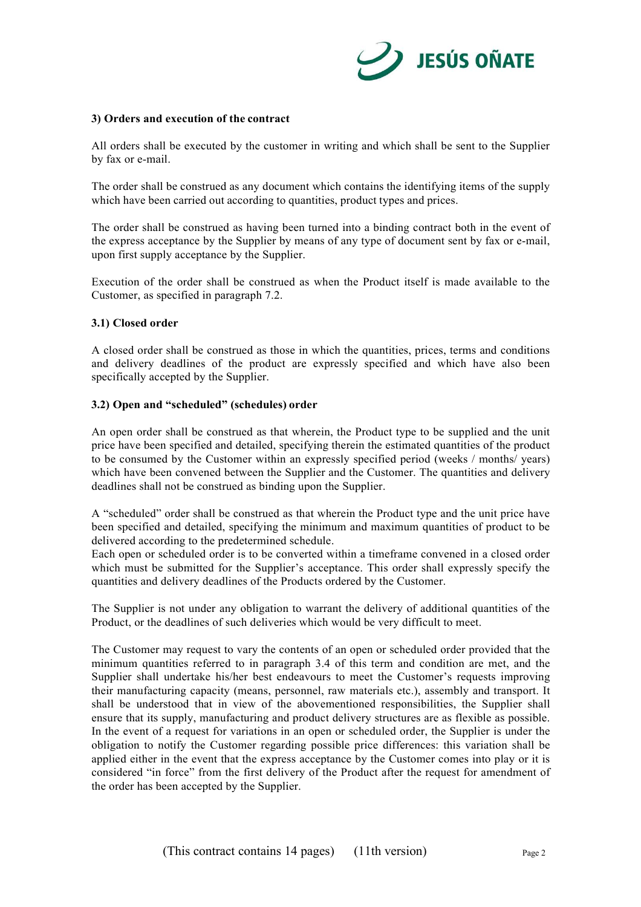### 3) Orders and execution of the contract

All orders shall be executed by the customer in writing and which shall be sent to the Supplier by fax or e-mail.

The order shall be construed as any document which contains the identifying items of the supply which have been carried out according to quantities, product types and prices.

The order shall be construed as having been turned into a binding contract both in the event of the express acceptance by the Supplier by means of any type of document sent by fax or e-mail, upon first supply acceptance by the Supplier.

Execution of the order shall be construed as when the Product itself is made available to the Customer, as specified in paragraph 7.2.

#### 3.1) Closed order

A closed order shall be construed as those in which the quantities, prices, terms and conditions and delivery deadlines of the product are expressly specified and which have also been specifically accepted by the Supplier.

#### 3.2) Open and "scheduled" (schedules) order

An open order shall be construed as that wherein, the Product type to be supplied and the unit price have been specified and detailed, specifying therein the estimated quantities of the product to be consumed by the Customer within an expressly specified period (weeks / months/ years) which have been convened between the Supplier and the Customer. The quantities and delivery deadlines shall not be construed as binding upon the Supplier.

A "scheduled" order shall be construed as that wherein the Product type and the unit price have been specified and detailed, specifying the minimum and maximum quantities of product to be delivered according to the predetermined schedule.
Each open or scheduled order is to be converted within a timeframe convened in a closed order which must be submitted for the Supplier's acceptance. This order shall expressly specify the quantities and delivery deadlines of the Products ordered by the Customer.

The Supplier is not under any obligation to warrant the delivery of additional quantities of the Product, or the deadlines of such deliveries which would be very difficult to meet.

The Customer may request to vary the contents of an open or scheduled order provided that the minimum quantities referred to in paragraph 3.4 of this term and condition are met, and the Supplier shall undertake his/her best endeavours to meet the Customer's requests improving their manufacturing capacity (means, personnel, raw materials etc.), assembly and transport. It shall be understood that in view of the abovementioned responsibilities, the Supplier shall ensure that its supply, manufacturing and product delivery structures are as flexible as possible. In the event of a request for variations in an open or scheduled order, the Supplier is under the obligation to notify the Customer regarding possible price differences: this variation shall be applied either in the event that the express acceptance by the Customer comes into play or it is considered "in force" from the first delivery of the Product after the request for amendment of the order has been accepted by the Supplier.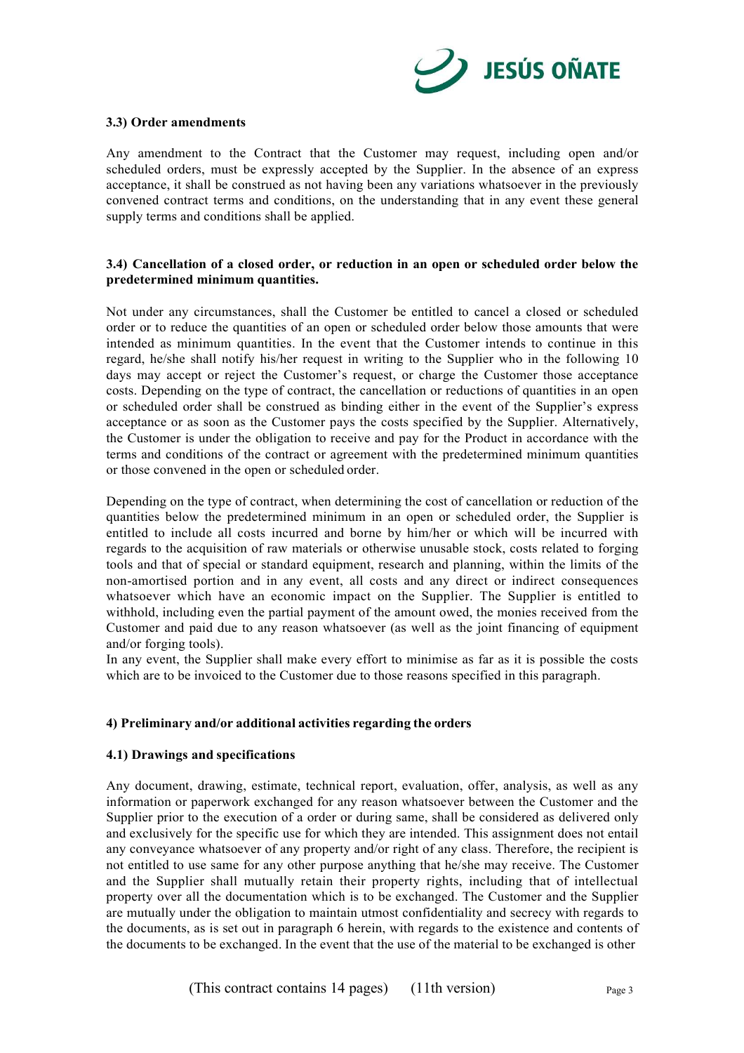### 3.3) Order amendments

Any amendment to the Contract that the Customer may request, including open and/or scheduled orders, must be expressly accepted by the Supplier. In the absence of an express acceptance, it shall be construed as not having been any variations whatsoever in the previously convened contract terms and conditions, on the understanding that in any event these general supply terms and conditions shall be applied.

### 3.4) Cancellation of a closed order, or reduction in an open or scheduled order below the predetermined minimum quantities.

Not under any circumstances, shall the Customer be entitled to cancel a closed or scheduled order or to reduce the quantities of an open or scheduled order below those amounts that were intended as minimum quantities. In the event that the Customer intends to continue in this regard, he/she shall notify his/her request in writing to the Supplier who in the following 10 days may accept or reject the Customer's request, or charge the Customer those acceptance costs. Depending on the type of contract, the cancellation or reductions of quantities in an open or scheduled order shall be construed as binding either in the event of the Supplier's express acceptance or as soon as the Customer pays the costs specified by the Supplier. Alternatively, the Customer is under the obligation to receive and pay for the Product in accordance with the terms and conditions of the contract or agreement with the predetermined minimum quantities or those convened in the open or scheduled order.

Depending on the type of contract, when determining the cost of cancellation or reduction of the quantities below the predetermined minimum in an open or scheduled order, the Supplier is entitled to include all costs incurred and borne by him/her or which will be incurred with regards to the acquisition of raw materials or otherwise unusable stock, costs related to forging tools and that of special or standard equipment, research and planning, within the limits of the non-amortised portion and in any event, all costs and any direct or indirect consequences whatsoever which have an economic impact on the Supplier. The Supplier is entitled to withhold, including even the partial payment of the amount owed, the monies received from the Customer and paid due to any reason whatsoever (as well as the joint financing of equipment and/or forging tools).

In any event, the Supplier shall make every effort to minimise as far as it is possible the costs which are to be invoiced to the Customer due to those reasons specified in this paragraph.

### 4) Preliminary and/or additional activities regarding the orders

### 4.1) Drawings and specifications

Any document, drawing, estimate, technical report, evaluation, offer, analysis, as well as any information or paperwork exchanged for any reason whatsoever between the Customer and the Supplier prior to the execution of a order or during same, shall be considered as delivered only and exclusively for the specific use for which they are intended. This assignment does not entail any conveyance whatsoever of any property and/or right of any class. Therefore, the recipient is not entitled to use same for any other purpose anything that he/she may receive. The Customer and the Supplier shall mutually retain their property rights, including that of intellectual property over all the documentation which is to be exchanged. The Customer and the Supplier are mutually under the obligation to maintain utmost confidentiality and secrecy with regards to the documents, as is set out in paragraph 6 herein, with regards to the existence and contents of the documents to be exchanged. In the event that the use of the material to be exchanged is other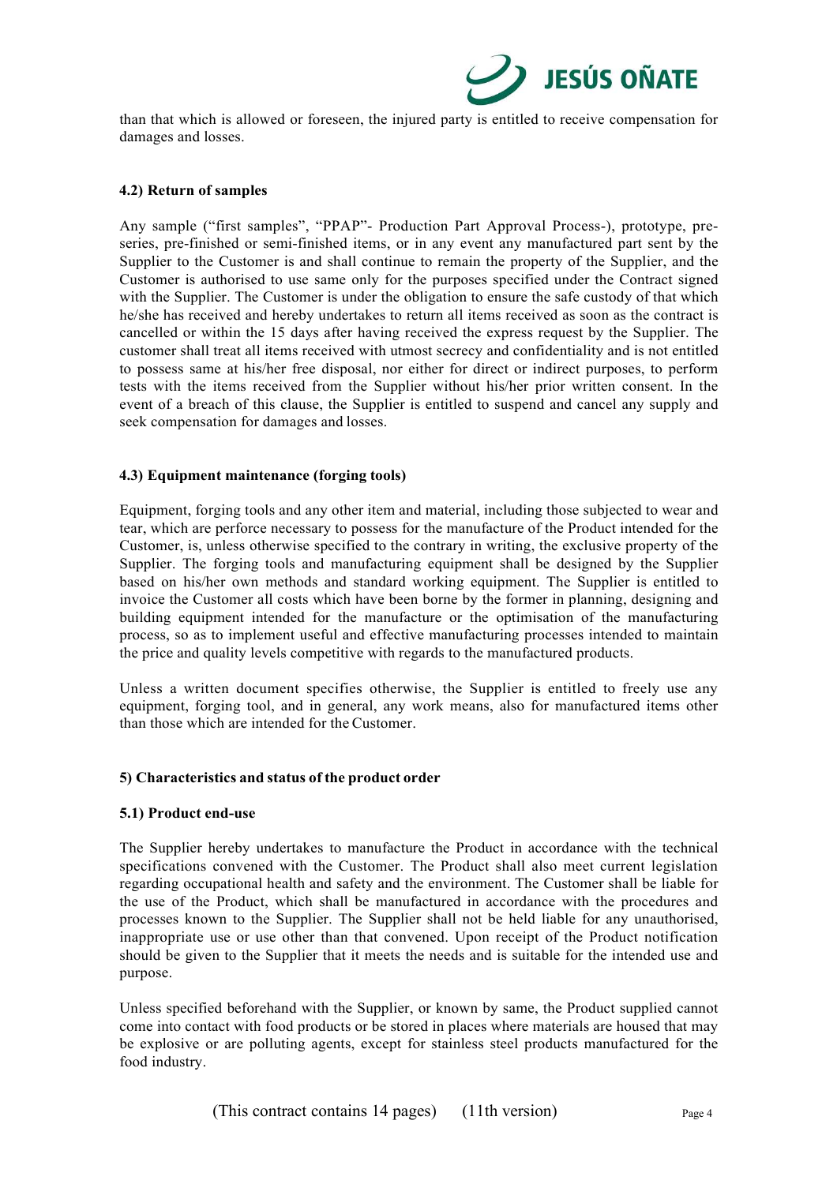than that which is allowed or foreseen, the injured party is entitled to receive compensation for damages and losses.

### 4.2) Return of samples

Any sample ("first samples", "PPAP"- Production Part Approval Process-), prototype, pre-series, pre-finished or semi-finished items, or in any event any manufactured part sent by the Supplier to the Customer is and shall continue to remain the property of the Supplier, and the Customer is authorised to use same only for the purposes specified under the Contract signed with the Supplier. The Customer is under the obligation to ensure the safe custody of that which he/she has received and hereby undertakes to return all items received as soon as the contract is cancelled or within the 15 days after having received the express request by the Supplier. The customer shall treat all items received with utmost secrecy and confidentiality and is not entitled to possess same at his/her free disposal, nor either for direct or indirect purposes, to perform tests with the items received from the Supplier without his/her prior written consent. In the event of a breach of this clause, the Supplier is entitled to suspend and cancel any supply and seek compensation for damages and losses.

### 4.3) Equipment maintenance (forging tools)

Equipment, forging tools and any other item and material, including those subjected to wear and tear, which are perforce necessary to possess for the manufacture of the Product intended for the Customer, is, unless otherwise specified to the contrary in writing, the exclusive property of the Supplier. The forging tools and manufacturing equipment shall be designed by the Supplier based on his/her own methods and standard working equipment. The Supplier is entitled to invoice the Customer all costs which have been borne by the former in planning, designing and building equipment intended for the manufacture or the optimisation of the manufacturing process, so as to implement useful and effective manufacturing processes intended to maintain the price and quality levels competitive with regards to the manufactured products.

Unless a written document specifies otherwise, the Supplier is entitled to freely use any equipment, forging tool, and in general, any work means, also for manufactured items other than those which are intended for the Customer.

## 5) Characteristics and status of the product order

### 5.1) Product end-use

The Supplier hereby undertakes to manufacture the Product in accordance with the technical specifications convened with the Customer. The Product shall also meet current legislation regarding occupational health and safety and the environment. The Customer shall be liable for the use of the Product, which shall be manufactured in accordance with the procedures and processes known to the Supplier. The Supplier shall not be held liable for any unauthorised, inappropriate use or use other than that convened. Upon receipt of the Product notification should be given to the Supplier that it meets the needs and is suitable for the intended use and purpose.

Unless specified beforehand with the Supplier, or known by same, the Product supplied cannot come into contact with food products or be stored in places where materials are housed that may be explosive or are polluting agents, except for stainless steel products manufactured for the food industry.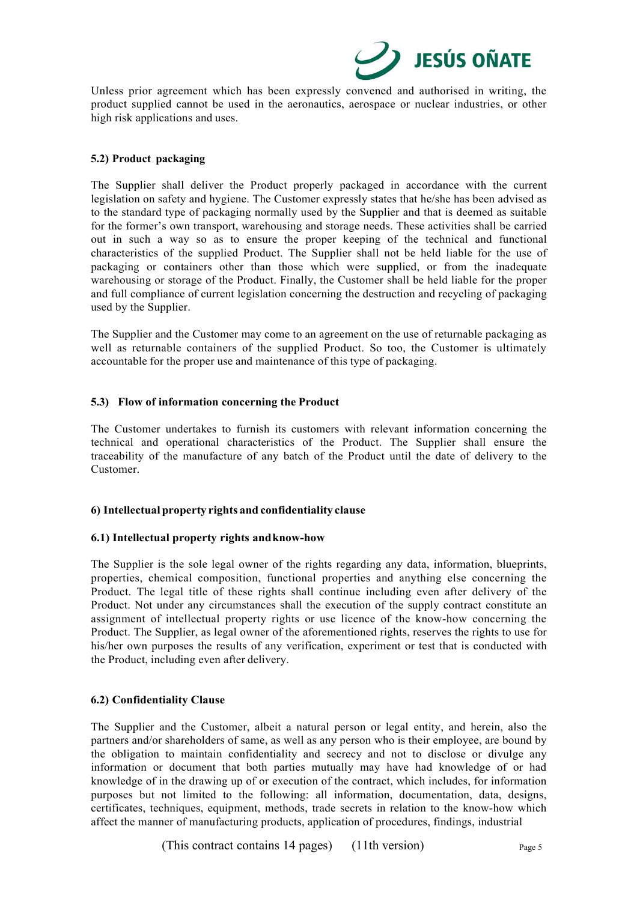Unless prior agreement which has been expressly convened and authorised in writing, the product supplied cannot be used in the aeronautics, aerospace or nuclear industries, or other high risk applications and uses.

**5.2) Product packaging**

The Supplier shall deliver the Product properly packaged in accordance with the current legislation on safety and hygiene. The Customer expressly states that he/she has been advised as to the standard type of packaging normally used by the Supplier and that is deemed as suitable for the former's own transport, warehousing and storage needs. These activities shall be carried out in such a way so as to ensure the proper keeping of the technical and functional characteristics of the supplied Product. The Supplier shall not be held liable for the use of packaging or containers other than those which were supplied, or from the inadequate warehousing or storage of the Product. Finally, the Customer shall be held liable for the proper and full compliance of current legislation concerning the destruction and recycling of packaging used by the Supplier.

The Supplier and the Customer may come to an agreement on the use of returnable packaging as well as returnable containers of the supplied Product. So too, the Customer is ultimately accountable for the proper use and maintenance of this type of packaging.

**5.3) Flow of information concerning the Product**

The Customer undertakes to furnish its customers with relevant information concerning the technical and operational characteristics of the Product. The Supplier shall ensure the traceability of the manufacture of any batch of the Product until the date of delivery to the Customer.

**6) Intellectual property rights and confidentiality clause**

**6.1) Intellectual property rights and know-how**

The Supplier is the sole legal owner of the rights regarding any data, information, blueprints, properties, chemical composition, functional properties and anything else concerning the Product. The legal title of these rights shall continue including even after delivery of the Product. Not under any circumstances shall the execution of the supply contract constitute an assignment of intellectual property rights or use licence of the know-how concerning the Product. The Supplier, as legal owner of the aforementioned rights, reserves the rights to use for his/her own purposes the results of any verification, experiment or test that is conducted with the Product, including even after delivery.

**6.2) Confidentiality Clause**

The Supplier and the Customer, albeit a natural person or legal entity, and herein, also the partners and/or shareholders of same, as well as any person who is their employee, are bound by the obligation to maintain confidentiality and secrecy and not to disclose or divulge any information or document that both parties mutually may have had knowledge of or had knowledge of in the drawing up of or execution of the contract, which includes, for information purposes but not limited to the following: all information, documentation, data, designs, certificates, techniques, equipment, methods, trade secrets in relation to the know-how which affect the manner of manufacturing products, application of procedures, findings, industrial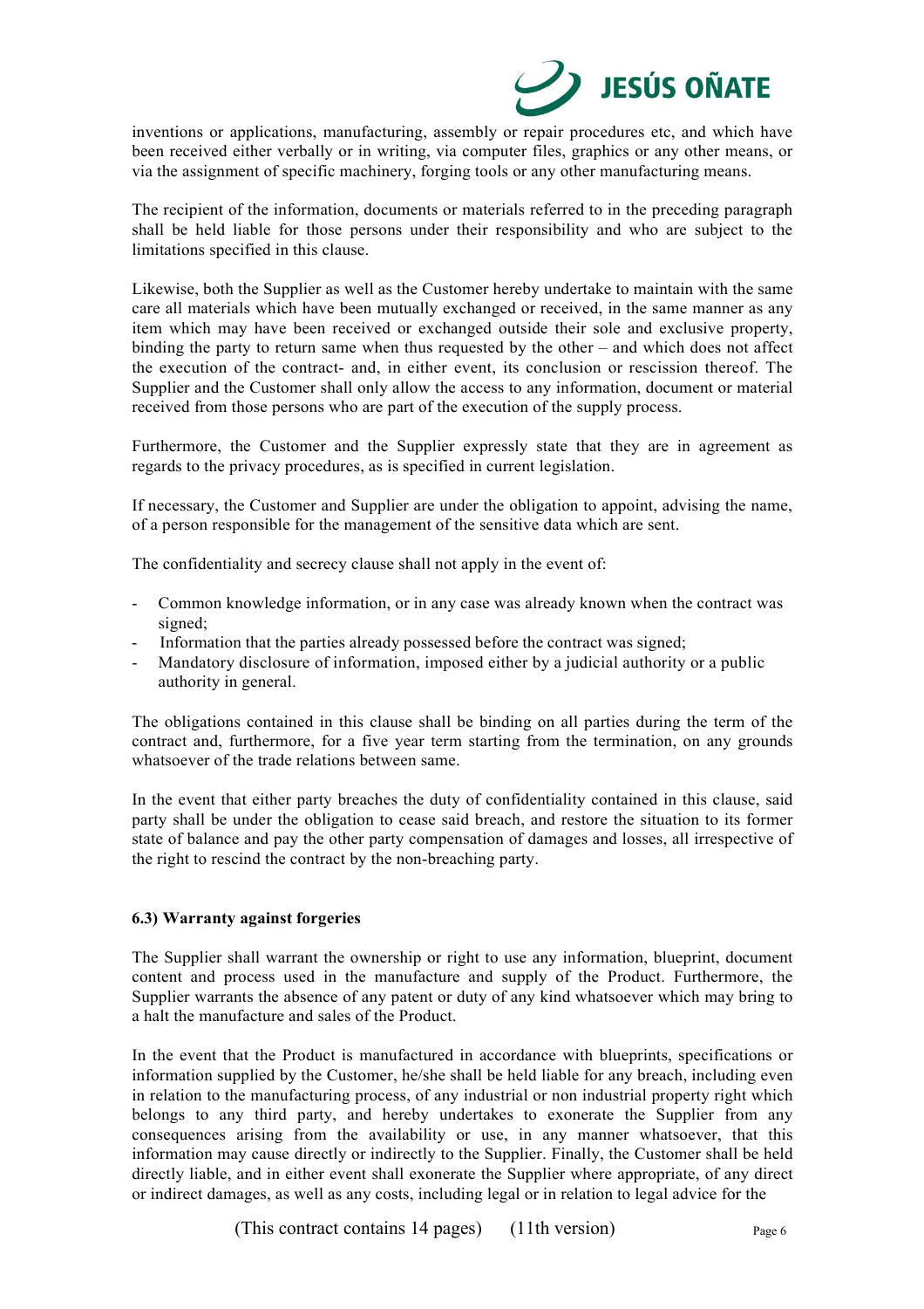inventions or applications, manufacturing, assembly or repair procedures etc, and which have been received either verbally or in writing, via computer files, graphics or any other means, or via the assignment of specific machinery, forging tools or any other manufacturing means.

The recipient of the information, documents or materials referred to in the preceding paragraph shall be held liable for those persons under their responsibility and who are subject to the limitations specified in this clause.

Likewise, both the Supplier as well as the Customer hereby undertake to maintain with the same care all materials which have been mutually exchanged or received, in the same manner as any item which may have been received or exchanged outside their sole and exclusive property, binding the party to return same when thus requested by the other – and which does not affect the execution of the contract- and, in either event, its conclusion or rescission thereof. The Supplier and the Customer shall only allow the access to any information, document or material received from those persons who are part of the execution of the supply process.

Furthermore, the Customer and the Supplier expressly state that they are in agreement as regards to the privacy procedures, as is specified in current legislation.

If necessary, the Customer and Supplier are under the obligation to appoint, advising the name, of a person responsible for the management of the sensitive data which are sent.

The confidentiality and secrecy clause shall not apply in the event of:

- Common knowledge information, or in any case was already known when the contract was signed;
- Information that the parties already possessed before the contract was signed;
- Mandatory disclosure of information, imposed either by a judicial authority or a public authority in general.

The obligations contained in this clause shall be binding on all parties during the term of the contract and, furthermore, for a five year term starting from the termination, on any grounds whatsoever of the trade relations between same.

In the event that either party breaches the duty of confidentiality contained in this clause, said party shall be under the obligation to cease said breach, and restore the situation to its former state of balance and pay the other party compensation of damages and losses, all irrespective of the right to rescind the contract by the non-breaching party.

**6.3) Warranty against forgeries**

The Supplier shall warrant the ownership or right to use any information, blueprint, document content and process used in the manufacture and supply of the Product. Furthermore, the Supplier warrants the absence of any patent or duty of any kind whatsoever which may bring to a halt the manufacture and sales of the Product.

In the event that the Product is manufactured in accordance with blueprints, specifications or information supplied by the Customer, he/she shall be held liable for any breach, including even in relation to the manufacturing process, of any industrial or non industrial property right which belongs to any third party, and hereby undertakes to exonerate the Supplier from any consequences arising from the availability or use, in any manner whatsoever, that this information may cause directly or indirectly to the Supplier. Finally, the Customer shall be held directly liable, and in either event shall exonerate the Supplier where appropriate, of any direct or indirect damages, as well as any costs, including legal or in relation to legal advice for the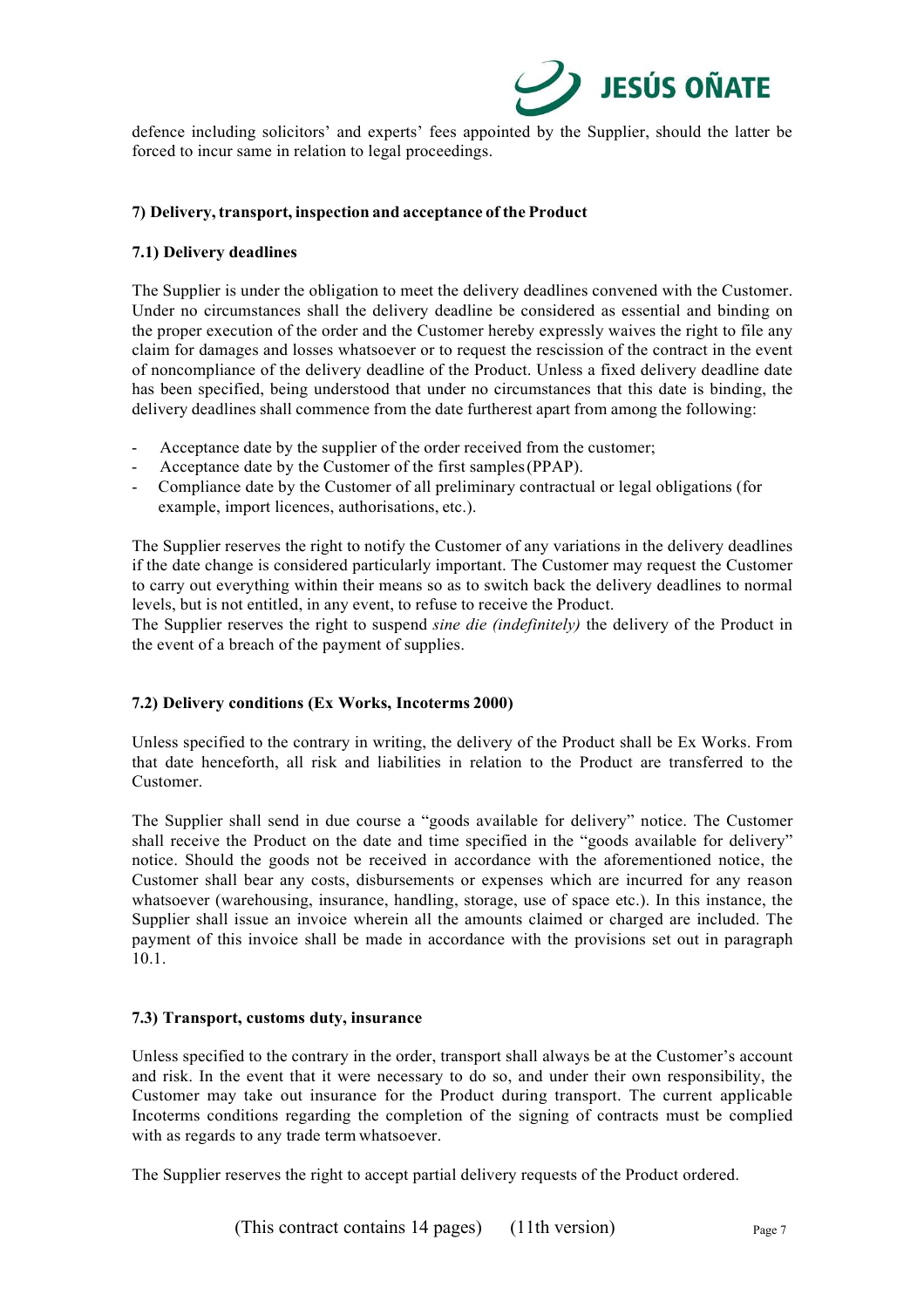defence including solicitors' and experts' fees appointed by the Supplier, should the latter be forced to incur same in relation to legal proceedings.

### 7) Delivery, transport, inspection and acceptance of the Product

#### 7.1) Delivery deadlines

The Supplier is under the obligation to meet the delivery deadlines convened with the Customer. Under no circumstances shall the delivery deadline be considered as essential and binding on the proper execution of the order and the Customer hereby expressly waives the right to file any claim for damages and losses whatsoever or to request the rescission of the contract in the event of noncompliance of the delivery deadline of the Product. Unless a fixed delivery deadline date has been specified, being understood that under no circumstances that this date is binding, the delivery deadlines shall commence from the date furtherest apart from among the following:

- Acceptance date by the supplier of the order received from the customer;
- Acceptance date by the Customer of the first samples (PPAP).
- Compliance date by the Customer of all preliminary contractual or legal obligations (for example, import licences, authorisations, etc.).

The Supplier reserves the right to notify the Customer of any variations in the delivery deadlines if the date change is considered particularly important. The Customer may request the Customer to carry out everything within their means so as to switch back the delivery deadlines to normal levels, but is not entitled, in any event, to refuse to receive the Product.
The Supplier reserves the right to suspend *sine die (indefinitely)* the delivery of the Product in the event of a breach of the payment of supplies.

#### 7.2) Delivery conditions (Ex Works, Incoterms 2000)

Unless specified to the contrary in writing, the delivery of the Product shall be Ex Works. From that date henceforth, all risk and liabilities in relation to the Product are transferred to the Customer.

The Supplier shall send in due course a "goods available for delivery" notice. The Customer shall receive the Product on the date and time specified in the "goods available for delivery" notice. Should the goods not be received in accordance with the aforementioned notice, the Customer shall bear any costs, disbursements or expenses which are incurred for any reason whatsoever (warehousing, insurance, handling, storage, use of space etc.). In this instance, the Supplier shall issue an invoice wherein all the amounts claimed or charged are included. The payment of this invoice shall be made in accordance with the provisions set out in paragraph 10.1.

#### 7.3) Transport, customs duty, insurance

Unless specified to the contrary in the order, transport shall always be at the Customer's account and risk. In the event that it were necessary to do so, and under their own responsibility, the Customer may take out insurance for the Product during transport. The current applicable Incoterms conditions regarding the completion of the signing of contracts must be complied with as regards to any trade term whatsoever.

The Supplier reserves the right to accept partial delivery requests of the Product ordered.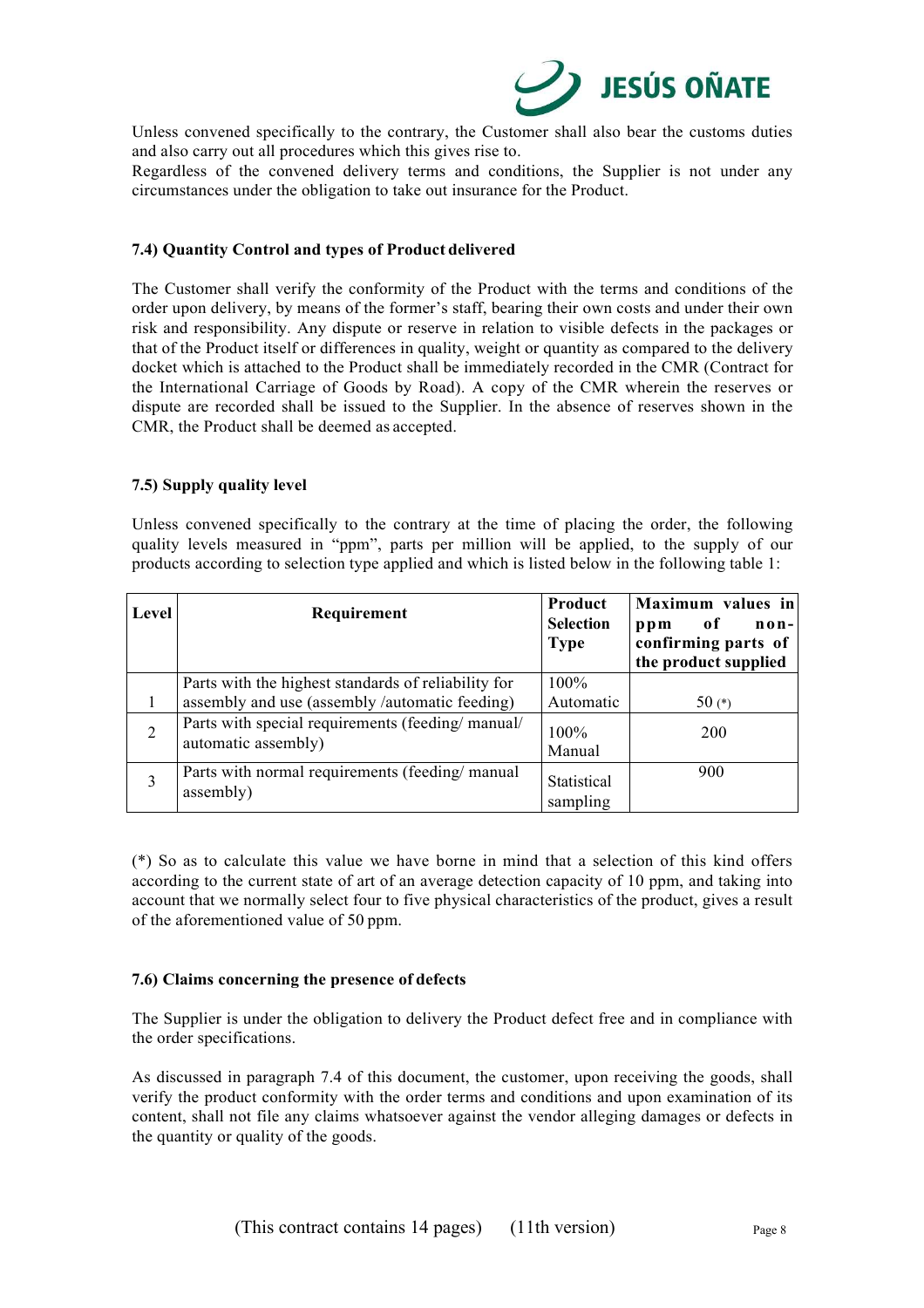Unless convened specifically to the contrary, the Customer shall also bear the customs duties and also carry out all procedures which this gives rise to.

Regardless of the convened delivery terms and conditions, the Supplier is not under any circumstances under the obligation to take out insurance for the Product.

### 7.4) Quantity Control and types of Product delivered

The Customer shall verify the conformity of the Product with the terms and conditions of the order upon delivery, by means of the former's staff, bearing their own costs and under their own risk and responsibility. Any dispute or reserve in relation to visible defects in the packages or that of the Product itself or differences in quality, weight or quantity as compared to the delivery docket which is attached to the Product shall be immediately recorded in the CMR (Contract for the International Carriage of Goods by Road). A copy of the CMR wherein the reserves or dispute are recorded shall be issued to the Supplier. In the absence of reserves shown in the CMR, the Product shall be deemed as accepted.

### 7.5) Supply quality level

Unless convened specifically to the contrary at the time of placing the order, the following quality levels measured in "ppm", parts per million will be applied, to the supply of our products according to selection type applied and which is listed below in the following table 1:

| Level | Requirement | Product Selection Type | Maximum values in ppm of non-confirming parts of the product supplied |
|---|---|---|---|
| 1 | Parts with the highest standards of reliability for assembly and use (assembly /automatic feeding) | 100% Automatic | 50 (*) |
| 2 | Parts with special requirements (feeding/ manual/ automatic assembly) | 100% Manual | 200 |
| 3 | Parts with normal requirements (feeding/ manual assembly) | Statistical sampling | 900 |

(*) So as to calculate this value we have borne in mind that a selection of this kind offers according to the current state of art of an average detection capacity of 10 ppm, and taking into account that we normally select four to five physical characteristics of the product, gives a result of the aforementioned value of 50 ppm.

### 7.6) Claims concerning the presence of defects

The Supplier is under the obligation to delivery the Product defect free and in compliance with the order specifications.

As discussed in paragraph 7.4 of this document, the customer, upon receiving the goods, shall verify the product conformity with the order terms and conditions and upon examination of its content, shall not file any claims whatsoever against the vendor alleging damages or defects in the quantity or quality of the goods.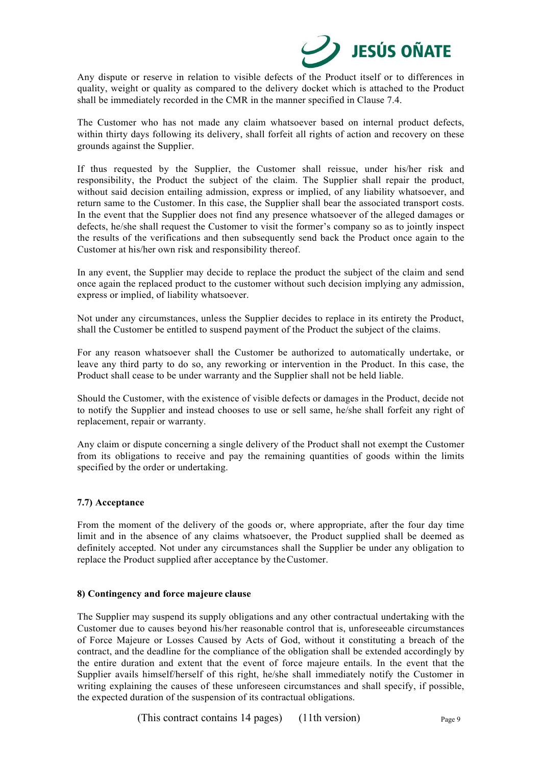Any dispute or reserve in relation to visible defects of the Product itself or to differences in quality, weight or quality as compared to the delivery docket which is attached to the Product shall be immediately recorded in the CMR in the manner specified in Clause 7.4.

The Customer who has not made any claim whatsoever based on internal product defects, within thirty days following its delivery, shall forfeit all rights of action and recovery on these grounds against the Supplier.

If thus requested by the Supplier, the Customer shall reissue, under his/her risk and responsibility, the Product the subject of the claim. The Supplier shall repair the product, without said decision entailing admission, express or implied, of any liability whatsoever, and return same to the Customer. In this case, the Supplier shall bear the associated transport costs. In the event that the Supplier does not find any presence whatsoever of the alleged damages or defects, he/she shall request the Customer to visit the former's company so as to jointly inspect the results of the verifications and then subsequently send back the Product once again to the Customer at his/her own risk and responsibility thereof.

In any event, the Supplier may decide to replace the product the subject of the claim and send once again the replaced product to the customer without such decision implying any admission, express or implied, of liability whatsoever.

Not under any circumstances, unless the Supplier decides to replace in its entirety the Product, shall the Customer be entitled to suspend payment of the Product the subject of the claims.

For any reason whatsoever shall the Customer be authorized to automatically undertake, or leave any third party to do so, any reworking or intervention in the Product. In this case, the Product shall cease to be under warranty and the Supplier shall not be held liable.

Should the Customer, with the existence of visible defects or damages in the Product, decide not to notify the Supplier and instead chooses to use or sell same, he/she shall forfeit any right of replacement, repair or warranty.

Any claim or dispute concerning a single delivery of the Product shall not exempt the Customer from its obligations to receive and pay the remaining quantities of goods within the limits specified by the order or undertaking.

### 7.7) Acceptance

From the moment of the delivery of the goods or, where appropriate, after the four day time limit and in the absence of any claims whatsoever, the Product supplied shall be deemed as definitely accepted. Not under any circumstances shall the Supplier be under any obligation to replace the Product supplied after acceptance by the Customer.

## 8) Contingency and force majeure clause

The Supplier may suspend its supply obligations and any other contractual undertaking with the Customer due to causes beyond his/her reasonable control that is, unforeseeable circumstances of Force Majeure or Losses Caused by Acts of God, without it constituting a breach of the contract, and the deadline for the compliance of the obligation shall be extended accordingly by the entire duration and extent that the event of force majeure entails. In the event that the Supplier avails himself/herself of this right, he/she shall immediately notify the Customer in writing explaining the causes of these unforeseen circumstances and shall specify, if possible, the expected duration of the suspension of its contractual obligations.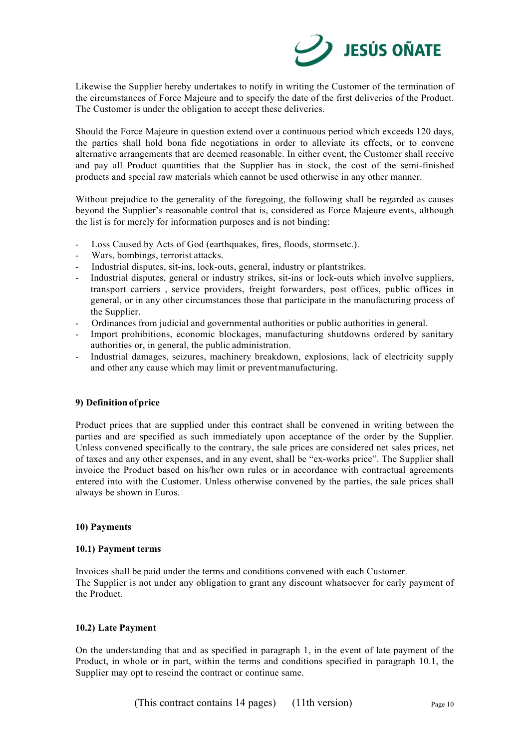Likewise the Supplier hereby undertakes to notify in writing the Customer of the termination of the circumstances of Force Majeure and to specify the date of the first deliveries of the Product. The Customer is under the obligation to accept these deliveries.

Should the Force Majeure in question extend over a continuous period which exceeds 120 days, the parties shall hold bona fide negotiations in order to alleviate its effects, or to convene alternative arrangements that are deemed reasonable. In either event, the Customer shall receive and pay all Product quantities that the Supplier has in stock, the cost of the semi-finished products and special raw materials which cannot be used otherwise in any other manner.

Without prejudice to the generality of the foregoing, the following shall be regarded as causes beyond the Supplier's reasonable control that is, considered as Force Majeure events, although the list is for merely for information purposes and is not binding:

- Loss Caused by Acts of God (earthquakes, fires, floods, storms etc.).
- Wars, bombings, terrorist attacks.
- Industrial disputes, sit-ins, lock-outs, general, industry or plant strikes.
- Industrial disputes, general or industry strikes, sit-ins or lock-outs which involve suppliers, transport carriers , service providers, freight forwarders, post offices, public offices in general, or in any other circumstances those that participate in the manufacturing process of the Supplier.
- Ordinances from judicial and governmental authorities or public authorities in general.
- Import prohibitions, economic blockages, manufacturing shutdowns ordered by sanitary authorities or, in general, the public administration.
- Industrial damages, seizures, machinery breakdown, explosions, lack of electricity supply and other any cause which may limit or prevent manufacturing.

**9) Definition of price**

Product prices that are supplied under this contract shall be convened in writing between the parties and are specified as such immediately upon acceptance of the order by the Supplier. Unless convened specifically to the contrary, the sale prices are considered net sales prices, net of taxes and any other expenses, and in any event, shall be "ex-works price". The Supplier shall invoice the Product based on his/her own rules or in accordance with contractual agreements entered into with the Customer. Unless otherwise convened by the parties, the sale prices shall always be shown in Euros.

**10) Payments**

**10.1) Payment terms**

Invoices shall be paid under the terms and conditions convened with each Customer.
The Supplier is not under any obligation to grant any discount whatsoever for early payment of the Product.

**10.2) Late Payment**

On the understanding that and as specified in paragraph 1, in the event of late payment of the Product, in whole or in part, within the terms and conditions specified in paragraph 10.1, the Supplier may opt to rescind the contract or continue same.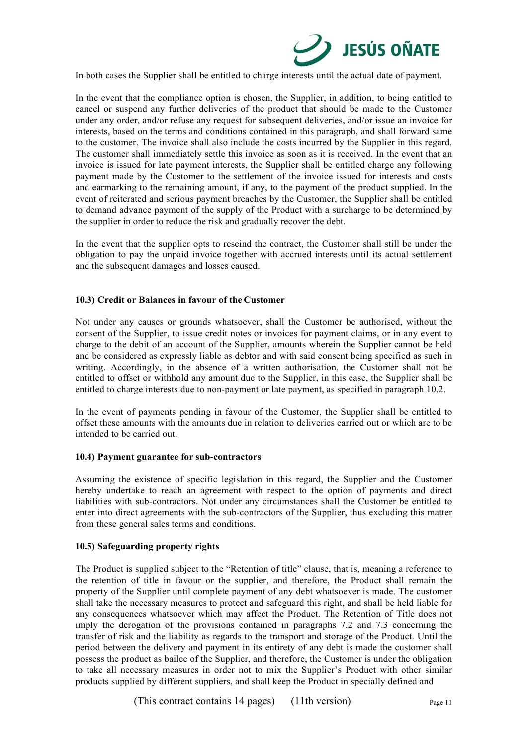In both cases the Supplier shall be entitled to charge interests until the actual date of payment.

In the event that the compliance option is chosen, the Supplier, in addition, to being entitled to cancel or suspend any further deliveries of the product that should be made to the Customer under any order, and/or refuse any request for subsequent deliveries, and/or issue an invoice for interests, based on the terms and conditions contained in this paragraph, and shall forward same to the customer. The invoice shall also include the costs incurred by the Supplier in this regard. The customer shall immediately settle this invoice as soon as it is received. In the event that an invoice is issued for late payment interests, the Supplier shall be entitled charge any following payment made by the Customer to the settlement of the invoice issued for interests and costs and earmarking to the remaining amount, if any, to the payment of the product supplied. In the event of reiterated and serious payment breaches by the Customer, the Supplier shall be entitled to demand advance payment of the supply of the Product with a surcharge to be determined by the supplier in order to reduce the risk and gradually recover the debt.

In the event that the supplier opts to rescind the contract, the Customer shall still be under the obligation to pay the unpaid invoice together with accrued interests until its actual settlement and the subsequent damages and losses caused.

#### 10.3) Credit or Balances in favour of the Customer

Not under any causes or grounds whatsoever, shall the Customer be authorised, without the consent of the Supplier, to issue credit notes or invoices for payment claims, or in any event to charge to the debit of an account of the Supplier, amounts wherein the Supplier cannot be held and be considered as expressly liable as debtor and with said consent being specified as such in writing. Accordingly, in the absence of a written authorisation, the Customer shall not be entitled to offset or withhold any amount due to the Supplier, in this case, the Supplier shall be entitled to charge interests due to non-payment or late payment, as specified in paragraph 10.2.

In the event of payments pending in favour of the Customer, the Supplier shall be entitled to offset these amounts with the amounts due in relation to deliveries carried out or which are to be intended to be carried out.

#### 10.4) Payment guarantee for sub-contractors

Assuming the existence of specific legislation in this regard, the Supplier and the Customer hereby undertake to reach an agreement with respect to the option of payments and direct liabilities with sub-contractors. Not under any circumstances shall the Customer be entitled to enter into direct agreements with the sub-contractors of the Supplier, thus excluding this matter from these general sales terms and conditions.

#### 10.5) Safeguarding property rights

The Product is supplied subject to the "Retention of title" clause, that is, meaning a reference to the retention of title in favour or the supplier, and therefore, the Product shall remain the property of the Supplier until complete payment of any debt whatsoever is made. The customer shall take the necessary measures to protect and safeguard this right, and shall be held liable for any consequences whatsoever which may affect the Product. The Retention of Title does not imply the derogation of the provisions contained in paragraphs 7.2 and 7.3 concerning the transfer of risk and the liability as regards to the transport and storage of the Product. Until the period between the delivery and payment in its entirety of any debt is made the customer shall possess the product as bailee of the Supplier, and therefore, the Customer is under the obligation to take all necessary measures in order not to mix the Supplier's Product with other similar products supplied by different suppliers, and shall keep the Product in specially defined and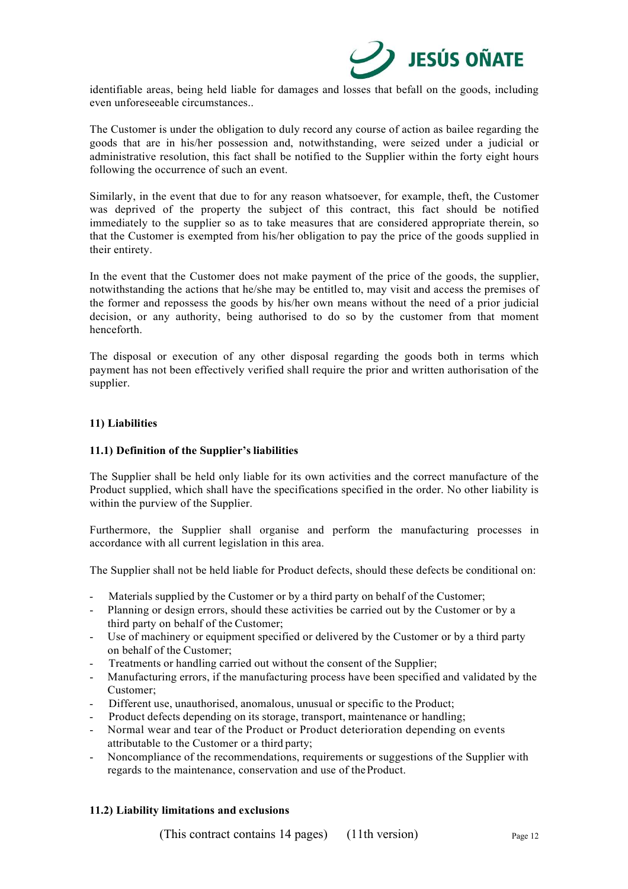identifiable areas, being held liable for damages and losses that befall on the goods, including even unforeseeable circumstances..

The Customer is under the obligation to duly record any course of action as bailee regarding the goods that are in his/her possession and, notwithstanding, were seized under a judicial or administrative resolution, this fact shall be notified to the Supplier within the forty eight hours following the occurrence of such an event.

Similarly, in the event that due to for any reason whatsoever, for example, theft, the Customer was deprived of the property the subject of this contract, this fact should be notified immediately to the supplier so as to take measures that are considered appropriate therein, so that the Customer is exempted from his/her obligation to pay the price of the goods supplied in their entirety.

In the event that the Customer does not make payment of the price of the goods, the supplier, notwithstanding the actions that he/she may be entitled to, may visit and access the premises of the former and repossess the goods by his/her own means without the need of a prior judicial decision, or any authority, being authorised to do so by the customer from that moment henceforth.

The disposal or execution of any other disposal regarding the goods both in terms which payment has not been effectively verified shall require the prior and written authorisation of the supplier.

**11) Liabilities**

**11.1) Definition of the Supplier's liabilities**

The Supplier shall be held only liable for its own activities and the correct manufacture of the Product supplied, which shall have the specifications specified in the order. No other liability is within the purview of the Supplier.

Furthermore, the Supplier shall organise and perform the manufacturing processes in accordance with all current legislation in this area.

The Supplier shall not be held liable for Product defects, should these defects be conditional on:

- Materials supplied by the Customer or by a third party on behalf of the Customer;
- Planning or design errors, should these activities be carried out by the Customer or by a third party on behalf of the Customer;
- Use of machinery or equipment specified or delivered by the Customer or by a third party on behalf of the Customer;
- Treatments or handling carried out without the consent of the Supplier;
- Manufacturing errors, if the manufacturing process have been specified and validated by the Customer;
- Different use, unauthorised, anomalous, unusual or specific to the Product;
- Product defects depending on its storage, transport, maintenance or handling;
- Normal wear and tear of the Product or Product deterioration depending on events attributable to the Customer or a third party;
- Noncompliance of the recommendations, requirements or suggestions of the Supplier with regards to the maintenance, conservation and use of the Product.

**11.2) Liability limitations and exclusions**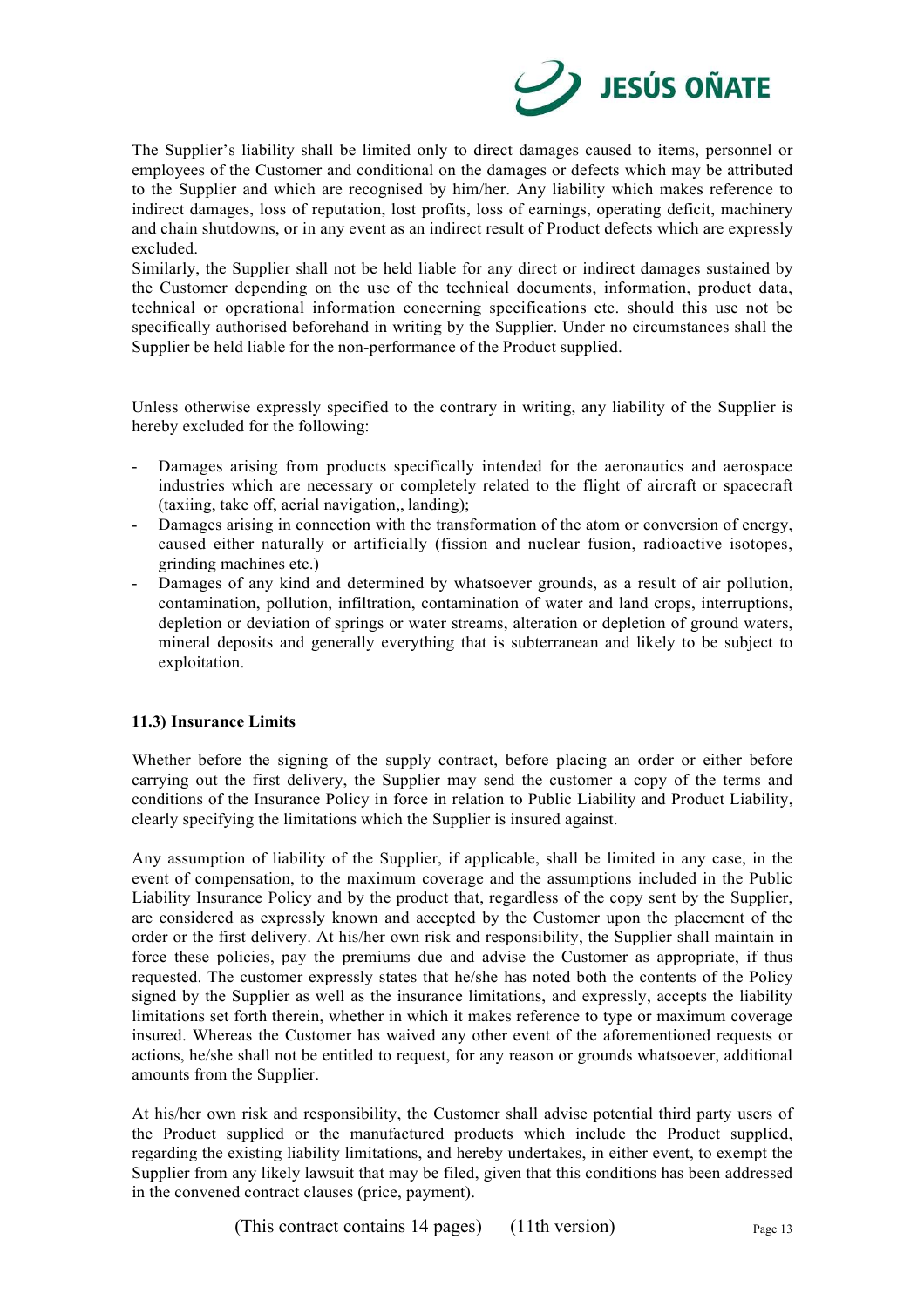The Supplier's liability shall be limited only to direct damages caused to items, personnel or employees of the Customer and conditional on the damages or defects which may be attributed to the Supplier and which are recognised by him/her. Any liability which makes reference to indirect damages, loss of reputation, lost profits, loss of earnings, operating deficit, machinery and chain shutdowns, or in any event as an indirect result of Product defects which are expressly excluded.
Similarly, the Supplier shall not be held liable for any direct or indirect damages sustained by the Customer depending on the use of the technical documents, information, product data, technical or operational information concerning specifications etc. should this use not be specifically authorised beforehand in writing by the Supplier. Under no circumstances shall the Supplier be held liable for the non-performance of the Product supplied.

Unless otherwise expressly specified to the contrary in writing, any liability of the Supplier is hereby excluded for the following:

- Damages arising from products specifically intended for the aeronautics and aerospace industries which are necessary or completely related to the flight of aircraft or spacecraft (taxiing, take off, aerial navigation,, landing);
- Damages arising in connection with the transformation of the atom or conversion of energy, caused either naturally or artificially (fission and nuclear fusion, radioactive isotopes, grinding machines etc.)
- Damages of any kind and determined by whatsoever grounds, as a result of air pollution, contamination, pollution, infiltration, contamination of water and land crops, interruptions, depletion or deviation of springs or water streams, alteration or depletion of ground waters, mineral deposits and generally everything that is subterranean and likely to be subject to exploitation.

**11.3) Insurance Limits**

Whether before the signing of the supply contract, before placing an order or either before carrying out the first delivery, the Supplier may send the customer a copy of the terms and conditions of the Insurance Policy in force in relation to Public Liability and Product Liability, clearly specifying the limitations which the Supplier is insured against.

Any assumption of liability of the Supplier, if applicable, shall be limited in any case, in the event of compensation, to the maximum coverage and the assumptions included in the Public Liability Insurance Policy and by the product that, regardless of the copy sent by the Supplier, are considered as expressly known and accepted by the Customer upon the placement of the order or the first delivery. At his/her own risk and responsibility, the Supplier shall maintain in force these policies, pay the premiums due and advise the Customer as appropriate, if thus requested. The customer expressly states that he/she has noted both the contents of the Policy signed by the Supplier as well as the insurance limitations, and expressly, accepts the liability limitations set forth therein, whether in which it makes reference to type or maximum coverage insured. Whereas the Customer has waived any other event of the aforementioned requests or actions, he/she shall not be entitled to request, for any reason or grounds whatsoever, additional amounts from the Supplier.

At his/her own risk and responsibility, the Customer shall advise potential third party users of the Product supplied or the manufactured products which include the Product supplied, regarding the existing liability limitations, and hereby undertakes, in either event, to exempt the Supplier from any likely lawsuit that may be filed, given that this conditions has been addressed in the convened contract clauses (price, payment).

(This contract contains 14 pages) (11th version)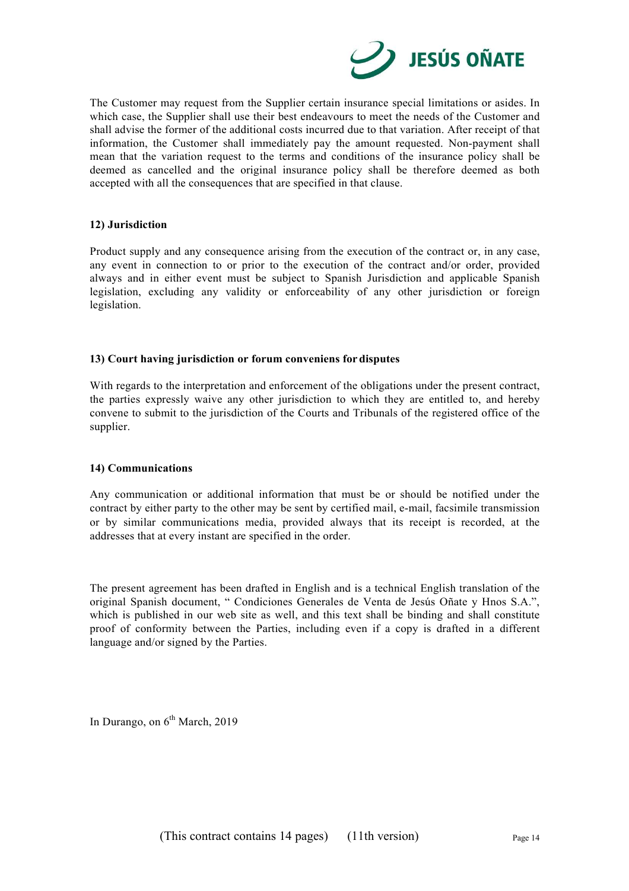The Customer may request from the Supplier certain insurance special limitations or asides. In which case, the Supplier shall use their best endeavours to meet the needs of the Customer and shall advise the former of the additional costs incurred due to that variation. After receipt of that information, the Customer shall immediately pay the amount requested. Non-payment shall mean that the variation request to the terms and conditions of the insurance policy shall be deemed as cancelled and the original insurance policy shall be therefore deemed as both accepted with all the consequences that are specified in that clause.

**12) Jurisdiction**

Product supply and any consequence arising from the execution of the contract or, in any case, any event in connection to or prior to the execution of the contract and/or order, provided always and in either event must be subject to Spanish Jurisdiction and applicable Spanish legislation, excluding any validity or enforceability of any other jurisdiction or foreign legislation.

**13) Court having jurisdiction or forum conveniens for disputes**

With regards to the interpretation and enforcement of the obligations under the present contract, the parties expressly waive any other jurisdiction to which they are entitled to, and hereby convene to submit to the jurisdiction of the Courts and Tribunals of the registered office of the supplier.

**14) Communications**

Any communication or additional information that must be or should be notified under the contract by either party to the other may be sent by certified mail, e-mail, facsimile transmission or by similar communications media, provided always that its receipt is recorded, at the addresses that at every instant are specified in the order.

The present agreement has been drafted in English and is a technical English translation of the original Spanish document, " Condiciones Generales de Venta de Jesús Oñate y Hnos S.A.", which is published in our web site as well, and this text shall be binding and shall constitute proof of conformity between the Parties, including even if a copy is drafted in a different language and/or signed by the Parties.

In Durango, on 6th March, 2019

(This contract contains 14 pages) (11th version)